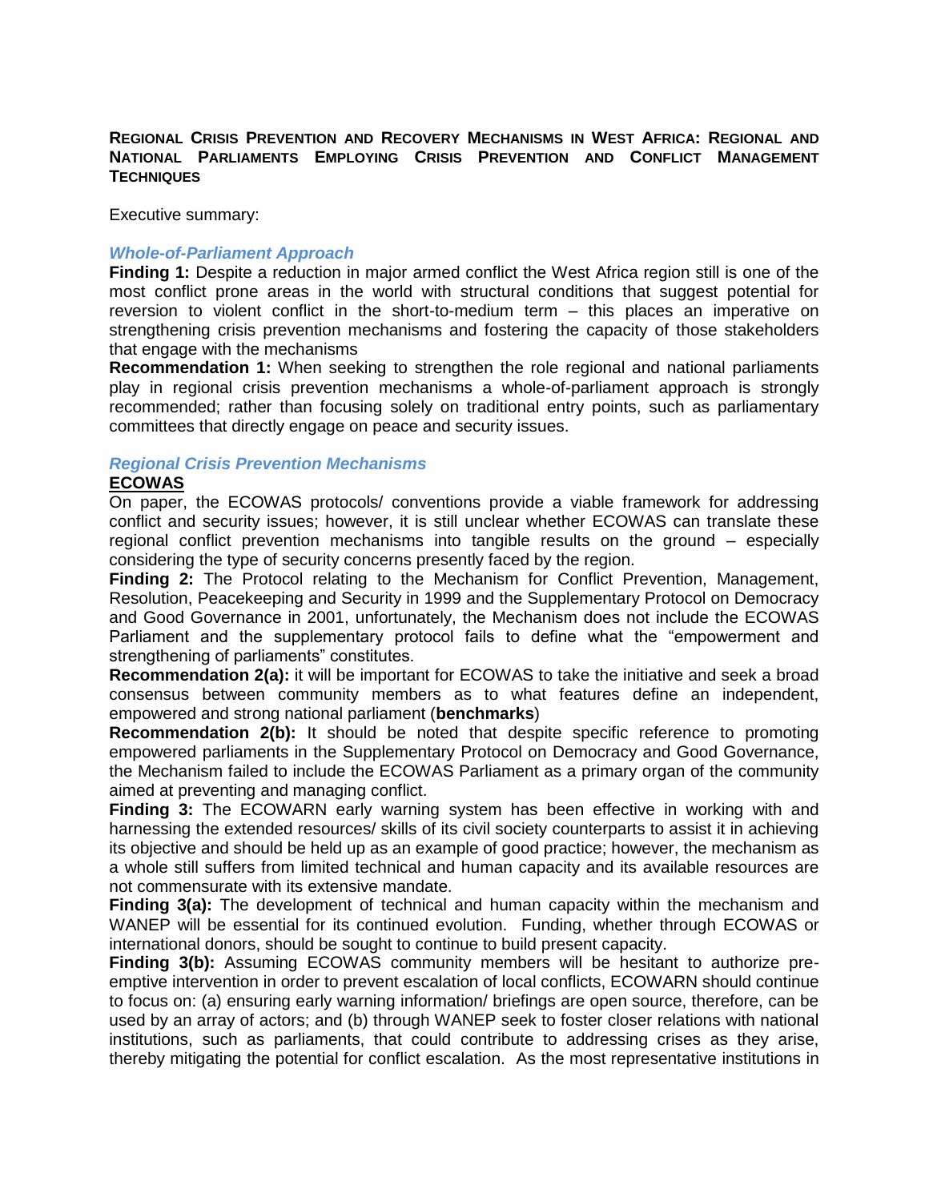# Regional Crisis Prevention and Recovery Mechanisms in West Africa: Regional and National Parliaments Employing Crisis Prevention and Conflict Management Techniques

Executive summary:

### *Whole-of-Parliament Approach*

**Finding 1:** Despite a reduction in major armed conflict the West Africa region still is one of the most conflict prone areas in the world with structural conditions that suggest potential for reversion to violent conflict in the short-to-medium term – this places an imperative on strengthening crisis prevention mechanisms and fostering the capacity of those stakeholders that engage with the mechanisms

**Recommendation 1:** When seeking to strengthen the role regional and national parliaments play in regional crisis prevention mechanisms a whole-of-parliament approach is strongly recommended; rather than focusing solely on traditional entry points, such as parliamentary committees that directly engage on peace and security issues.

### *Regional Crisis Prevention Mechanisms*

**ECOWAS**

On paper, the ECOWAS protocols/ conventions provide a viable framework for addressing conflict and security issues; however, it is still unclear whether ECOWAS can translate these regional conflict prevention mechanisms into tangible results on the ground – especially considering the type of security concerns presently faced by the region.

**Finding 2:** The Protocol relating to the Mechanism for Conflict Prevention, Management, Resolution, Peacekeeping and Security in 1999 and the Supplementary Protocol on Democracy and Good Governance in 2001, unfortunately, the Mechanism does not include the ECOWAS Parliament and the supplementary protocol fails to define what the "empowerment and strengthening of parliaments" constitutes.

**Recommendation 2(a):** it will be important for ECOWAS to take the initiative and seek a broad consensus between community members as to what features define an independent, empowered and strong national parliament (**benchmarks**)

**Recommendation 2(b):** It should be noted that despite specific reference to promoting empowered parliaments in the Supplementary Protocol on Democracy and Good Governance, the Mechanism failed to include the ECOWAS Parliament as a primary organ of the community aimed at preventing and managing conflict.

**Finding 3:** The ECOWARN early warning system has been effective in working with and harnessing the extended resources/ skills of its civil society counterparts to assist it in achieving its objective and should be held up as an example of good practice; however, the mechanism as a whole still suffers from limited technical and human capacity and its available resources are not commensurate with its extensive mandate.

**Finding 3(a):** The development of technical and human capacity within the mechanism and WANEP will be essential for its continued evolution. Funding, whether through ECOWAS or international donors, should be sought to continue to build present capacity.

**Finding 3(b):** Assuming ECOWAS community members will be hesitant to authorize pre-emptive intervention in order to prevent escalation of local conflicts, ECOWARN should continue to focus on: (a) ensuring early warning information/ briefings are open source, therefore, can be used by an array of actors; and (b) through WANEP seek to foster closer relations with national institutions, such as parliaments, that could contribute to addressing crises as they arise, thereby mitigating the potential for conflict escalation. As the most representative institutions in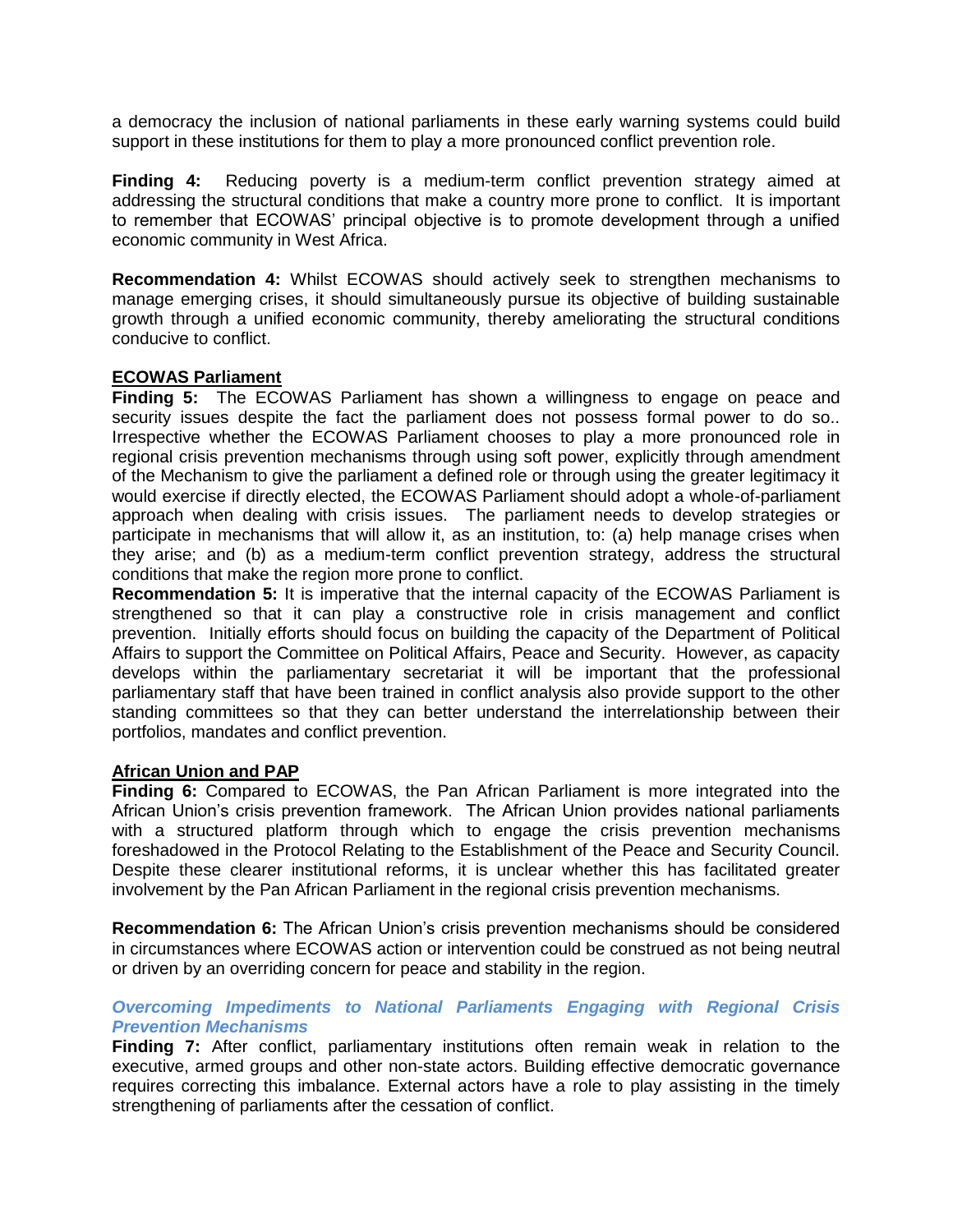a democracy the inclusion of national parliaments in these early warning systems could build support in these institutions for them to play a more pronounced conflict prevention role.

**Finding 4:** Reducing poverty is a medium-term conflict prevention strategy aimed at addressing the structural conditions that make a country more prone to conflict. It is important to remember that ECOWAS' principal objective is to promote development through a unified economic community in West Africa.

**Recommendation 4:** Whilst ECOWAS should actively seek to strengthen mechanisms to manage emerging crises, it should simultaneously pursue its objective of building sustainable growth through a unified economic community, thereby ameliorating the structural conditions conducive to conflict.

**ECOWAS Parliament**

**Finding 5:** The ECOWAS Parliament has shown a willingness to engage on peace and security issues despite the fact the parliament does not possess formal power to do so.. Irrespective whether the ECOWAS Parliament chooses to play a more pronounced role in regional crisis prevention mechanisms through using soft power, explicitly through amendment of the Mechanism to give the parliament a defined role or through using the greater legitimacy it would exercise if directly elected, the ECOWAS Parliament should adopt a whole-of-parliament approach when dealing with crisis issues. The parliament needs to develop strategies or participate in mechanisms that will allow it, as an institution, to: (a) help manage crises when they arise; and (b) as a medium-term conflict prevention strategy, address the structural conditions that make the region more prone to conflict.

**Recommendation 5:** It is imperative that the internal capacity of the ECOWAS Parliament is strengthened so that it can play a constructive role in crisis management and conflict prevention. Initially efforts should focus on building the capacity of the Department of Political Affairs to support the Committee on Political Affairs, Peace and Security. However, as capacity develops within the parliamentary secretariat it will be important that the professional parliamentary staff that have been trained in conflict analysis also provide support to the other standing committees so that they can better understand the interrelationship between their portfolios, mandates and conflict prevention.

**African Union and PAP**

**Finding 6:** Compared to ECOWAS, the Pan African Parliament is more integrated into the African Union's crisis prevention framework. The African Union provides national parliaments with a structured platform through which to engage the crisis prevention mechanisms foreshadowed in the Protocol Relating to the Establishment of the Peace and Security Council. Despite these clearer institutional reforms, it is unclear whether this has facilitated greater involvement by the Pan African Parliament in the regional crisis prevention mechanisms.

**Recommendation 6:** The African Union's crisis prevention mechanisms should be considered in circumstances where ECOWAS action or intervention could be construed as not being neutral or driven by an overriding concern for peace and stability in the region.

### *Overcoming Impediments to National Parliaments Engaging with Regional Crisis Prevention Mechanisms*

**Finding 7:** After conflict, parliamentary institutions often remain weak in relation to the executive, armed groups and other non-state actors. Building effective democratic governance requires correcting this imbalance. External actors have a role to play assisting in the timely strengthening of parliaments after the cessation of conflict.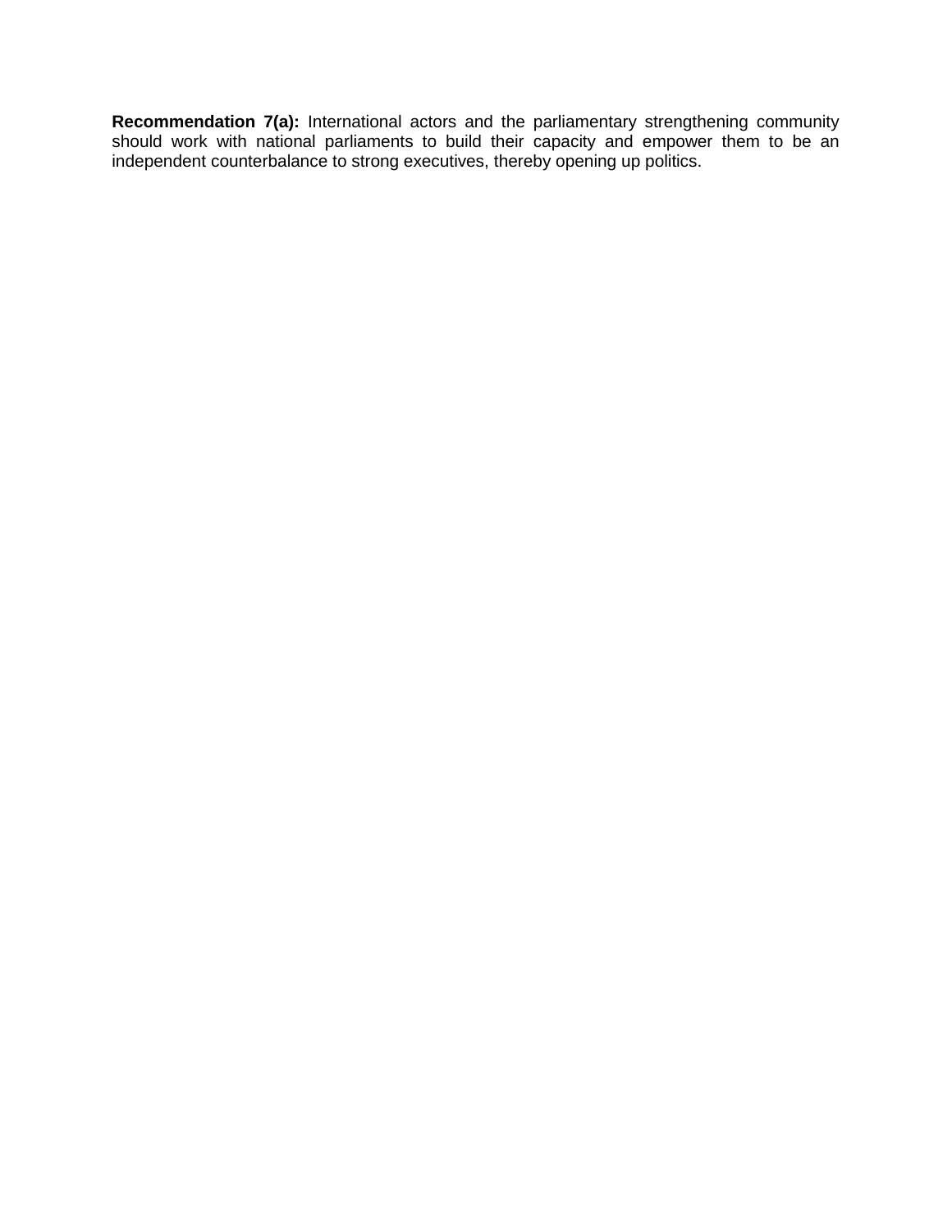**Recommendation 7(a):** International actors and the parliamentary strengthening community should work with national parliaments to build their capacity and empower them to be an independent counterbalance to strong executives, thereby opening up politics.